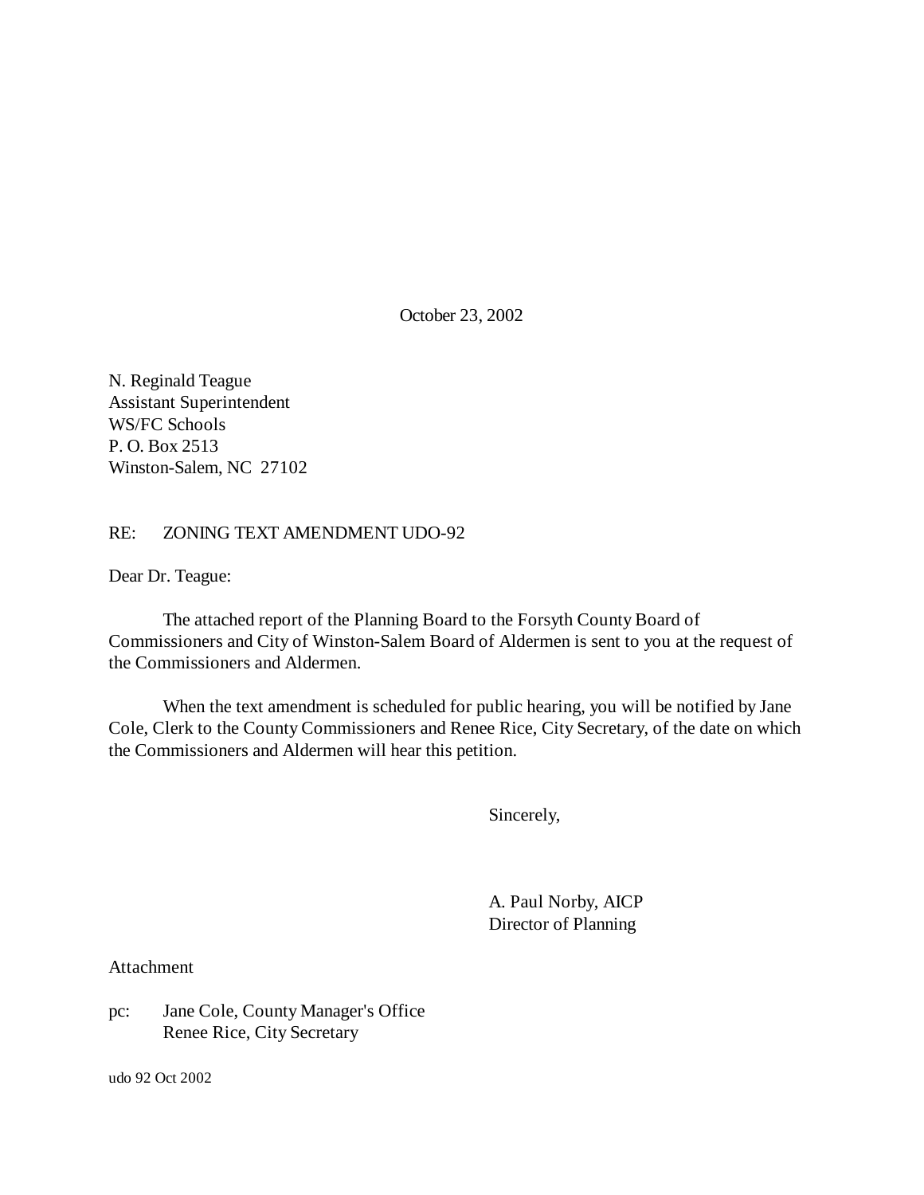October 23, 2002

N. Reginald Teague
Assistant Superintendent
WS/FC Schools
P. O. Box 2513
Winston-Salem, NC 27102

RE: ZONING TEXT AMENDMENT UDO-92

Dear Dr. Teague:

The attached report of the Planning Board to the Forsyth County Board of Commissioners and City of Winston-Salem Board of Aldermen is sent to you at the request of the Commissioners and Aldermen.

When the text amendment is scheduled for public hearing, you will be notified by Jane Cole, Clerk to the County Commissioners and Renee Rice, City Secretary, of the date on which the Commissioners and Aldermen will hear this petition.

Sincerely,

A. Paul Norby, AICP
Director of Planning

Attachment

pc: Jane Cole, County Manager's Office
Renee Rice, City Secretary

udo 92 Oct 2002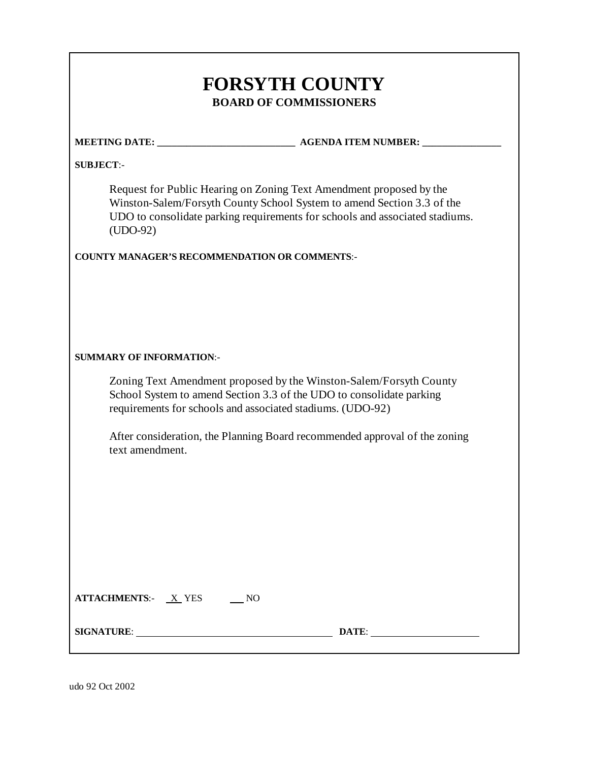# FORSYTH COUNTY

## BOARD OF COMMISSIONERS

**MEETING DATE:** ____________________________ **AGENDA ITEM NUMBER:** ________________

**SUBJECT**:-

Request for Public Hearing on Zoning Text Amendment proposed by the Winston-Salem/Forsyth County School System to amend Section 3.3 of the UDO to consolidate parking requirements for schools and associated stadiums. (UDO-92)

**COUNTY MANAGER'S RECOMMENDATION OR COMMENTS**:-

**SUMMARY OF INFORMATION**:-

Zoning Text Amendment proposed by the Winston-Salem/Forsyth County School System to amend Section 3.3 of the UDO to consolidate parking requirements for schools and associated stadiums. (UDO-92)

After consideration, the Planning Board recommended approval of the zoning text amendment.

**ATTACHMENTS**:- X YES ___ NO

**SIGNATURE**: ________________________________________ **DATE**: ______________________

udo 92 Oct 2002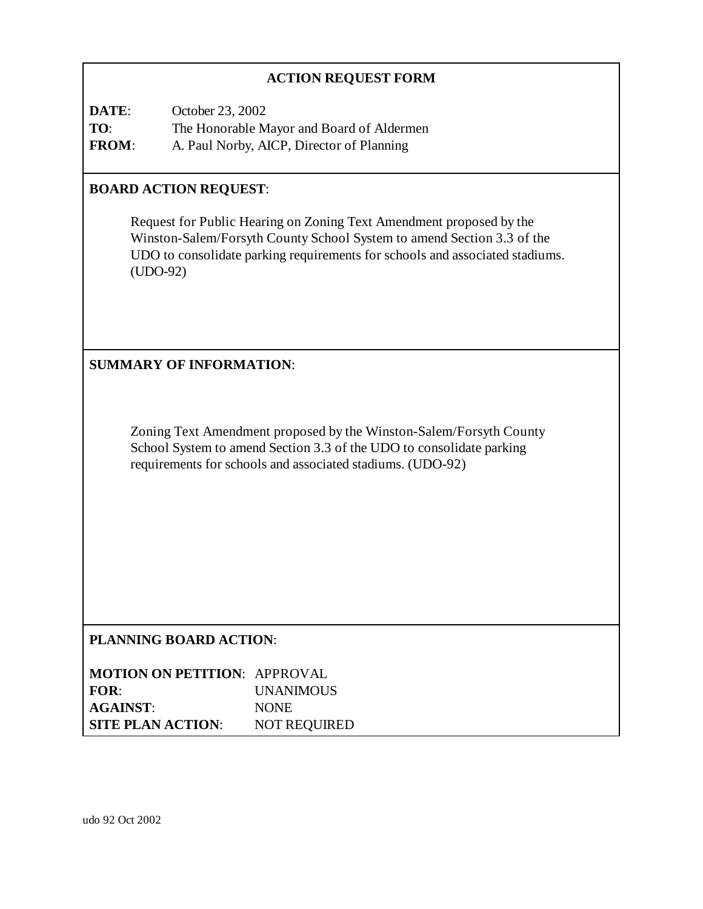## ACTION REQUEST FORM

**DATE**: October 23, 2002
**TO**: The Honorable Mayor and Board of Aldermen
**FROM**: A. Paul Norby, AICP, Director of Planning

**BOARD ACTION REQUEST**:

Request for Public Hearing on Zoning Text Amendment proposed by the Winston-Salem/Forsyth County School System to amend Section 3.3 of the UDO to consolidate parking requirements for schools and associated stadiums. (UDO-92)

**SUMMARY OF INFORMATION**:

Zoning Text Amendment proposed by the Winston-Salem/Forsyth County School System to amend Section 3.3 of the UDO to consolidate parking requirements for schools and associated stadiums. (UDO-92)

**PLANNING BOARD ACTION**:

**MOTION ON PETITION**: APPROVAL
**FOR**: UNANIMOUS
**AGAINST**: NONE
**SITE PLAN ACTION**: NOT REQUIRED

udo 92 Oct 2002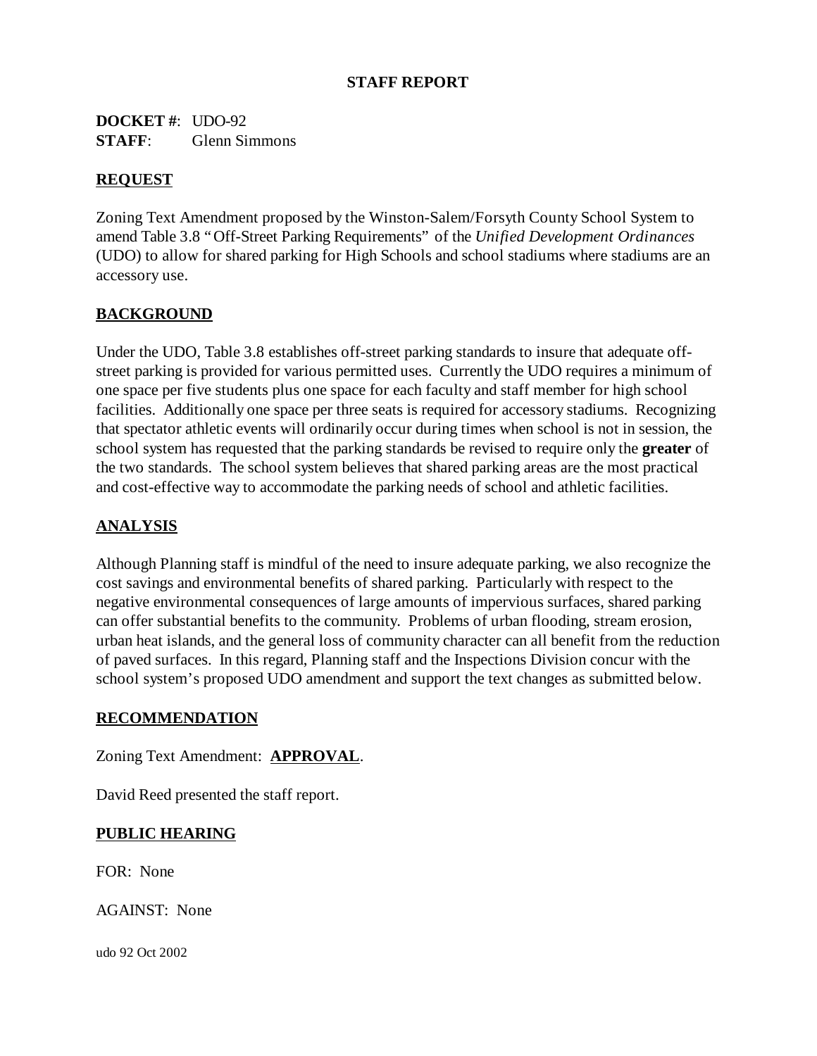# STAFF REPORT

**DOCKET #**: UDO-92
**STAFF**: Glenn Simmons

## REQUEST

Zoning Text Amendment proposed by the Winston-Salem/Forsyth County School System to amend Table 3.8 "Off-Street Parking Requirements" of the *Unified Development Ordinances* (UDO) to allow for shared parking for High Schools and school stadiums where stadiums are an accessory use.

## BACKGROUND

Under the UDO, Table 3.8 establishes off-street parking standards to insure that adequate off-street parking is provided for various permitted uses. Currently the UDO requires a minimum of one space per five students plus one space for each faculty and staff member for high school facilities. Additionally one space per three seats is required for accessory stadiums. Recognizing that spectator athletic events will ordinarily occur during times when school is not in session, the school system has requested that the parking standards be revised to require only the **greater** of the two standards. The school system believes that shared parking areas are the most practical and cost-effective way to accommodate the parking needs of school and athletic facilities.

## ANALYSIS

Although Planning staff is mindful of the need to insure adequate parking, we also recognize the cost savings and environmental benefits of shared parking. Particularly with respect to the negative environmental consequences of large amounts of impervious surfaces, shared parking can offer substantial benefits to the community. Problems of urban flooding, stream erosion, urban heat islands, and the general loss of community character can all benefit from the reduction of paved surfaces. In this regard, Planning staff and the Inspections Division concur with the school system's proposed UDO amendment and support the text changes as submitted below.

## RECOMMENDATION

Zoning Text Amendment: **APPROVAL**.

David Reed presented the staff report.

## PUBLIC HEARING

FOR: None

AGAINST: None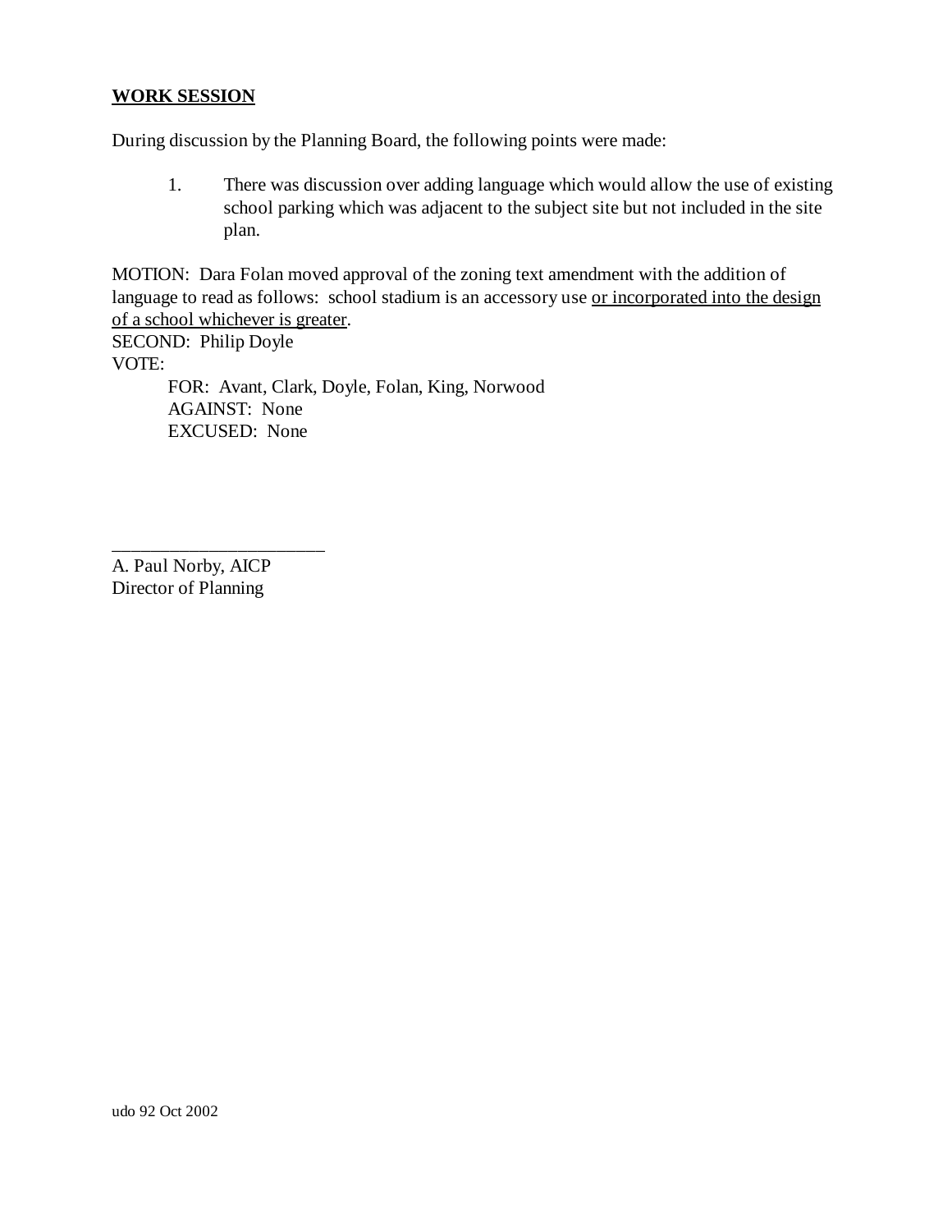**WORK SESSION**

During discussion by the Planning Board, the following points were made:

1. There was discussion over adding language which would allow the use of existing school parking which was adjacent to the subject site but not included in the site plan.

MOTION: Dara Folan moved approval of the zoning text amendment with the addition of language to read as follows: school stadium is an accessory use <u>or incorporated into the design of a school whichever is greater</u>.
SECOND: Philip Doyle
VOTE:

FOR: Avant, Clark, Doyle, Folan, King, Norwood
AGAINST: None
EXCUSED: None

_______________________

A. Paul Norby, AICP
Director of Planning

udo 92 Oct 2002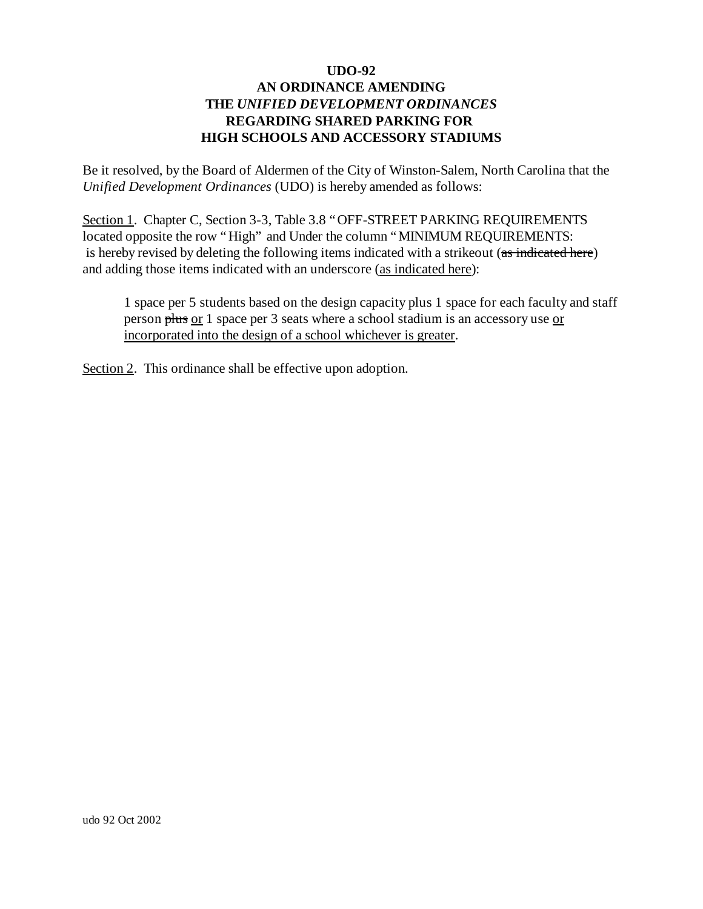**UDO-92**
**AN ORDINANCE AMENDING**
**THE *UNIFIED DEVELOPMENT ORDINANCES***
**REGARDING SHARED PARKING FOR**
**HIGH SCHOOLS AND ACCESSORY STADIUMS**

Be it resolved, by the Board of Aldermen of the City of Winston-Salem, North Carolina that the *Unified Development Ordinances* (UDO) is hereby amended as follows:

<u>Section 1</u>. Chapter C, Section 3-3, Table 3.8 " OFF-STREET PARKING REQUIREMENTS located opposite the row " High" and Under the column " MINIMUM REQUIREMENTS: is hereby revised by deleting the following items indicated with a strikeout (<s>as indicated here</s>) and adding those items indicated with an underscore (<u>as indicated here</u>):

> 1 space per 5 students based on the design capacity plus 1 space for each faculty and staff person <s>plus</s> <u>or</u> 1 space per 3 seats where a school stadium is an accessory use <u>or incorporated into the design of a school whichever is greater</u>.

<u>Section 2</u>. This ordinance shall be effective upon adoption.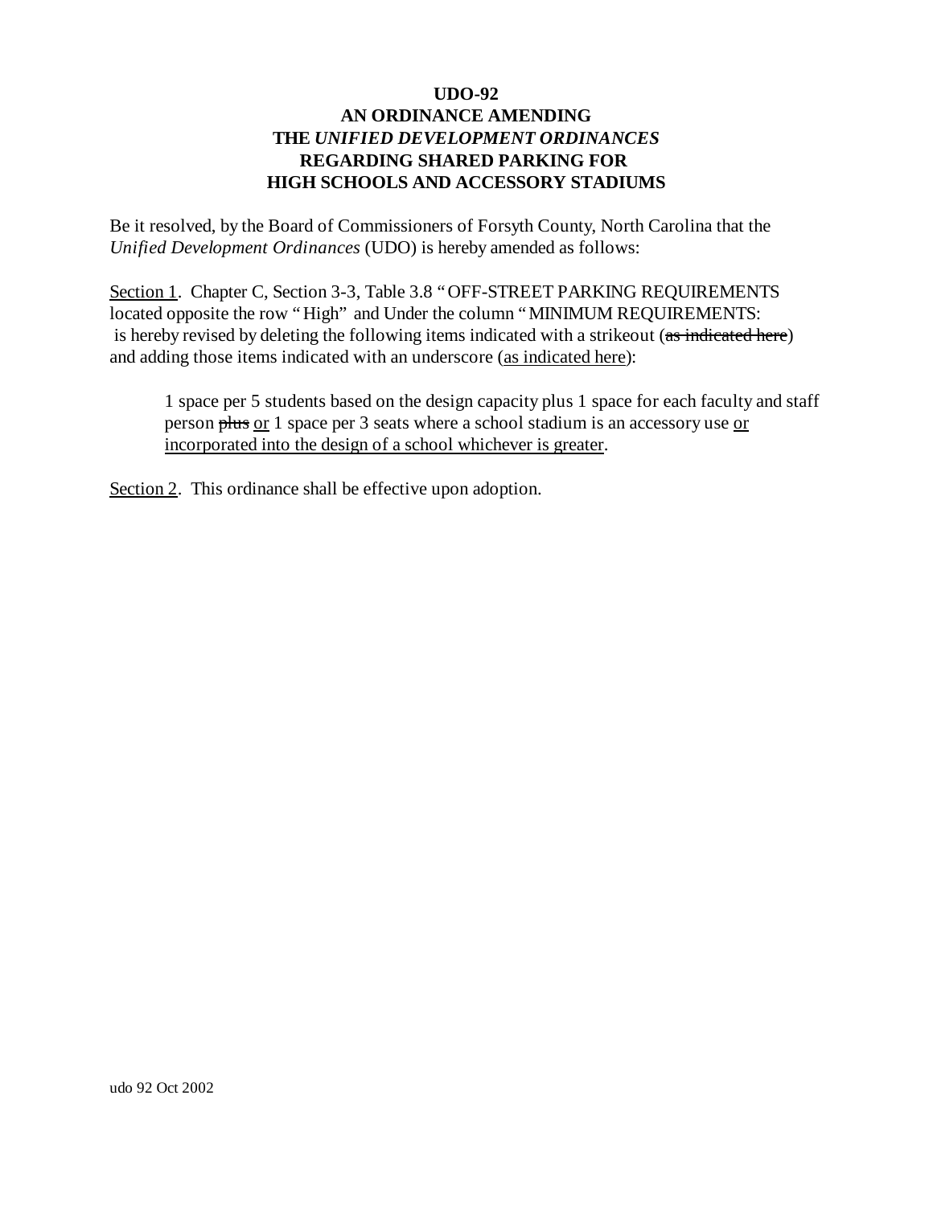**UDO-92**
**AN ORDINANCE AMENDING**
**THE *UNIFIED DEVELOPMENT ORDINANCES***
**REGARDING SHARED PARKING FOR**
**HIGH SCHOOLS AND ACCESSORY STADIUMS**

Be it resolved, by the Board of Commissioners of Forsyth County, North Carolina that the *Unified Development Ordinances* (UDO) is hereby amended as follows:

<u>Section 1</u>. Chapter C, Section 3-3, Table 3.8 " OFF-STREET PARKING REQUIREMENTS located opposite the row " High" and Under the column " MINIMUM REQUIREMENTS: is hereby revised by deleting the following items indicated with a strikeout (~~as indicated here~~) and adding those items indicated with an underscore (<u>as indicated here</u>):

> 1 space per 5 students based on the design capacity plus 1 space for each faculty and staff person ~~plus~~ <u>or</u> 1 space per 3 seats where a school stadium is an accessory use <u>or incorporated into the design of a school whichever is greater</u>.

<u>Section 2</u>. This ordinance shall be effective upon adoption.

udo 92 Oct 2002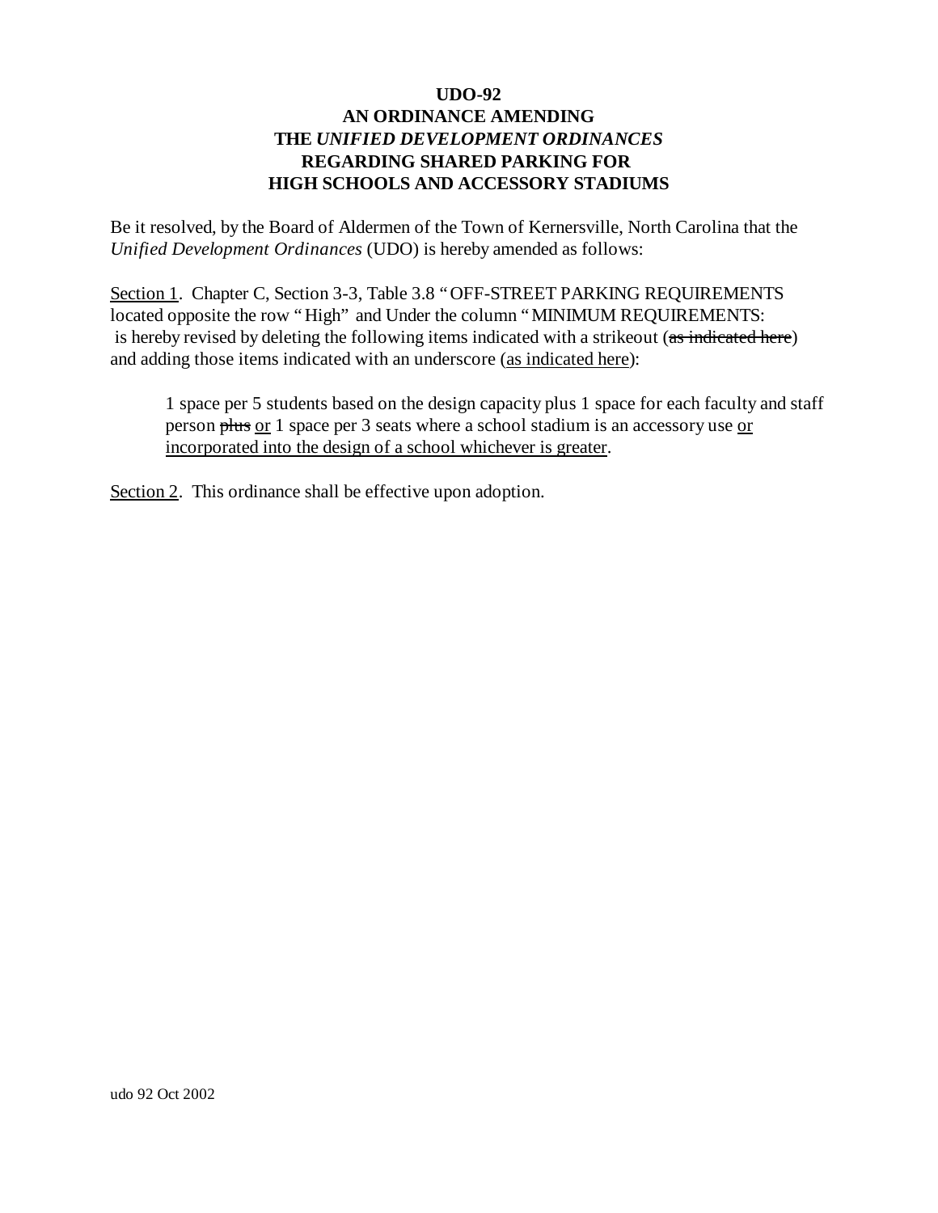**UDO-92**
**AN ORDINANCE AMENDING**
**THE *UNIFIED DEVELOPMENT ORDINANCES***
**REGARDING SHARED PARKING FOR**
**HIGH SCHOOLS AND ACCESSORY STADIUMS**

Be it resolved, by the Board of Aldermen of the Town of Kernersville, North Carolina that the *Unified Development Ordinances* (UDO) is hereby amended as follows:

<u>Section 1</u>. Chapter C, Section 3-3, Table 3.8 "OFF-STREET PARKING REQUIREMENTS located opposite the row "High" and Under the column "MINIMUM REQUIREMENTS: is hereby revised by deleting the following items indicated with a strikeout (~~as indicated here~~) and adding those items indicated with an underscore (<u>as indicated here</u>):

> 1 space per 5 students based on the design capacity plus 1 space for each faculty and staff person ~~plus~~ <u>or</u> 1 space per 3 seats where a school stadium is an accessory use <u>or incorporated into the design of a school whichever is greater</u>.

<u>Section 2</u>. This ordinance shall be effective upon adoption.

udo 92 Oct 2002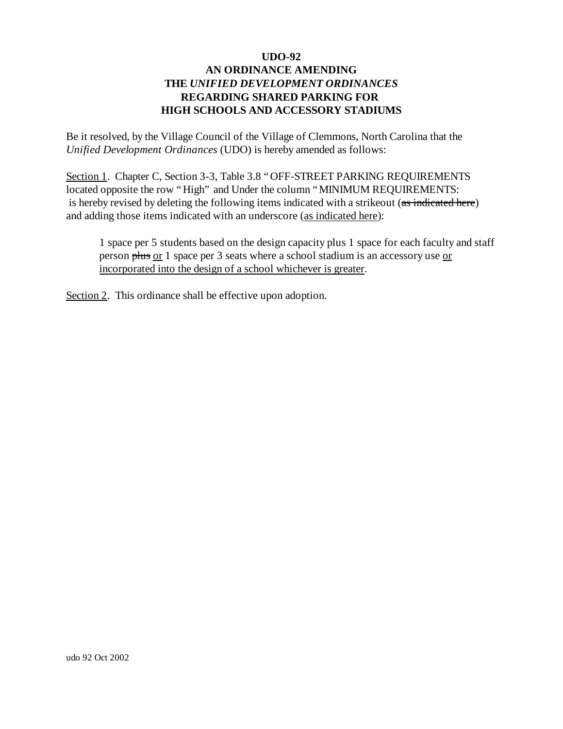**UDO-92**
**AN ORDINANCE AMENDING**
**THE *UNIFIED DEVELOPMENT ORDINANCES***
**REGARDING SHARED PARKING FOR**
**HIGH SCHOOLS AND ACCESSORY STADIUMS**

Be it resolved, by the Village Council of the Village of Clemmons, North Carolina that the *Unified Development Ordinances* (UDO) is hereby amended as follows:

<u>Section 1</u>. Chapter C, Section 3-3, Table 3.8 " OFF-STREET PARKING REQUIREMENTS located opposite the row " High" and Under the column " MINIMUM REQUIREMENTS: is hereby revised by deleting the following items indicated with a strikeout (~~as indicated here~~) and adding those items indicated with an underscore (<u>as indicated here</u>):

> 1 space per 5 students based on the design capacity plus 1 space for each faculty and staff person ~~plus~~ <u>or</u> 1 space per 3 seats where a school stadium is an accessory use <u>or incorporated into the design of a school whichever is greater</u>.

<u>Section 2</u>. This ordinance shall be effective upon adoption.

udo 92 Oct 2002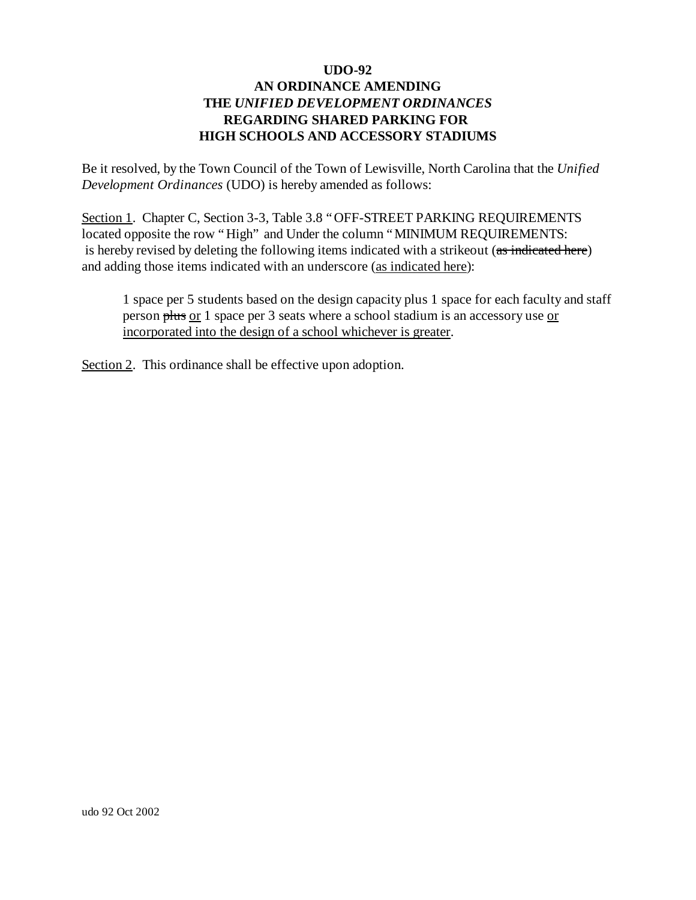**UDO-92**
**AN ORDINANCE AMENDING**
**THE *UNIFIED DEVELOPMENT ORDINANCES***
**REGARDING SHARED PARKING FOR**
**HIGH SCHOOLS AND ACCESSORY STADIUMS**

Be it resolved, by the Town Council of the Town of Lewisville, North Carolina that the *Unified Development Ordinances* (UDO) is hereby amended as follows:

<u>Section 1</u>. Chapter C, Section 3-3, Table 3.8 " OFF-STREET PARKING REQUIREMENTS located opposite the row " High" and Under the column " MINIMUM REQUIREMENTS: is hereby revised by deleting the following items indicated with a strikeout (~~as indicated here~~) and adding those items indicated with an underscore (<u>as indicated here</u>):

> 1 space per 5 students based on the design capacity plus 1 space for each faculty and staff person ~~plus~~ <u>or</u> 1 space per 3 seats where a school stadium is an accessory use <u>or incorporated into the design of a school whichever is greater</u>.

<u>Section 2</u>. This ordinance shall be effective upon adoption.

udo 92 Oct 2002